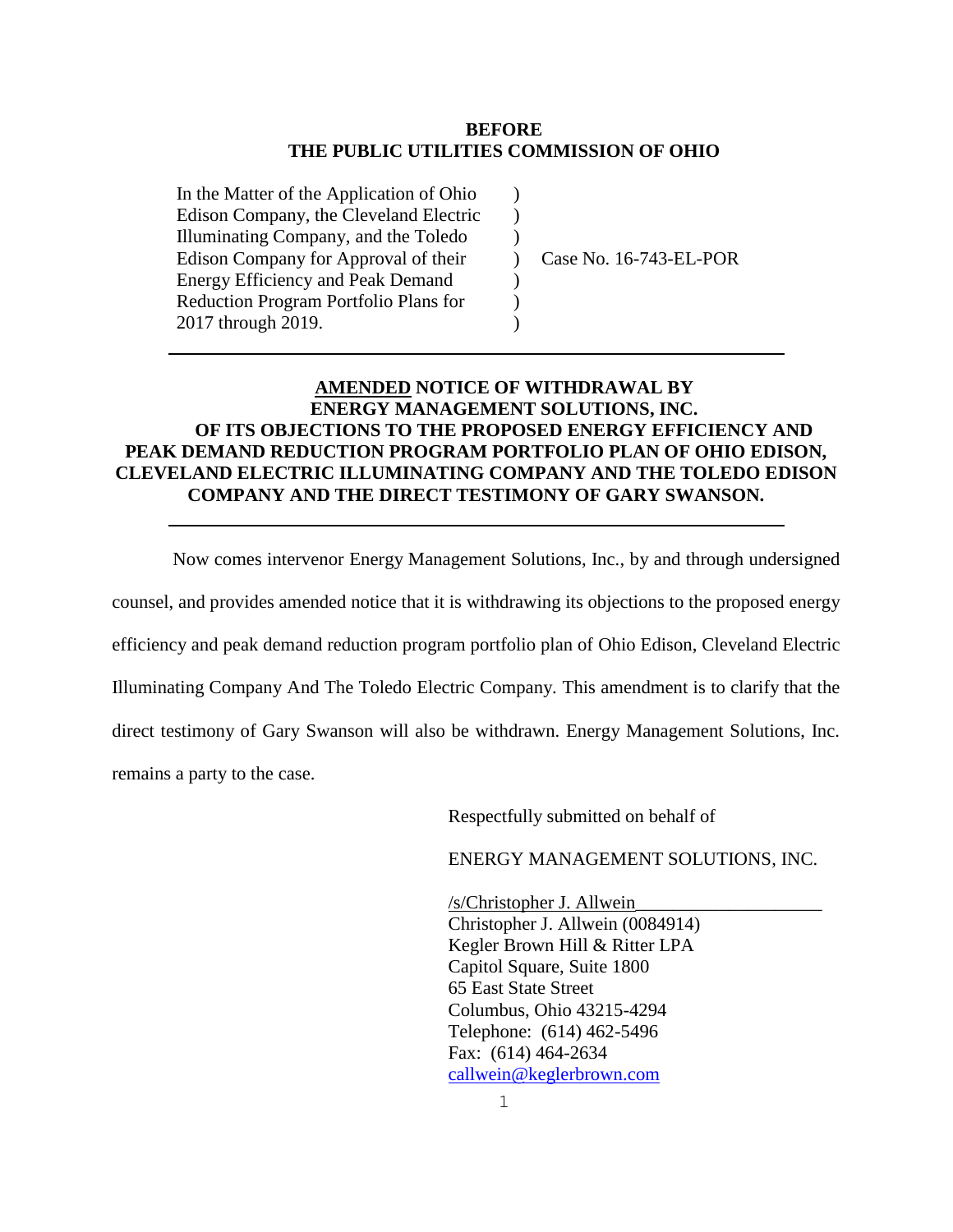**BEFORE**
**THE PUBLIC UTILITIES COMMISSION OF OHIO**

| | | |
|---|---|---|
| In the Matter of the Application of Ohio Edison Company, the Cleveland Electric Illuminating Company, and the Toledo Edison Company for Approval of their Energy Efficiency and Peak Demand Reduction Program Portfolio Plans for 2017 through 2019. | ) | Case No. 16-743-EL-POR |

---

**AMENDED NOTICE OF WITHDRAWAL BY ENERGY MANAGEMENT SOLUTIONS, INC. OF ITS OBJECTIONS TO THE PROPOSED ENERGY EFFICIENCY AND PEAK DEMAND REDUCTION PROGRAM PORTFOLIO PLAN OF OHIO EDISON, CLEVELAND ELECTRIC ILLUMINATING COMPANY AND THE TOLEDO EDISON COMPANY AND THE DIRECT TESTIMONY OF GARY SWANSON.**

---

Now comes intervenor Energy Management Solutions, Inc., by and through undersigned counsel, and provides amended notice that it is withdrawing its objections to the proposed energy efficiency and peak demand reduction program portfolio plan of Ohio Edison, Cleveland Electric Illuminating Company And The Toledo Electric Company. This amendment is to clarify that the direct testimony of Gary Swanson will also be withdrawn. Energy Management Solutions, Inc. remains a party to the case.

Respectfully submitted on behalf of

ENERGY MANAGEMENT SOLUTIONS, INC.

/s/Christopher J. Allwein
Christopher J. Allwein (0084914)
Kegler Brown Hill & Ritter LPA
Capitol Square, Suite 1800
65 East State Street
Columbus, Ohio 43215-4294
Telephone: (614) 462-5496
Fax: (614) 464-2634
callwein@keglerbrown.com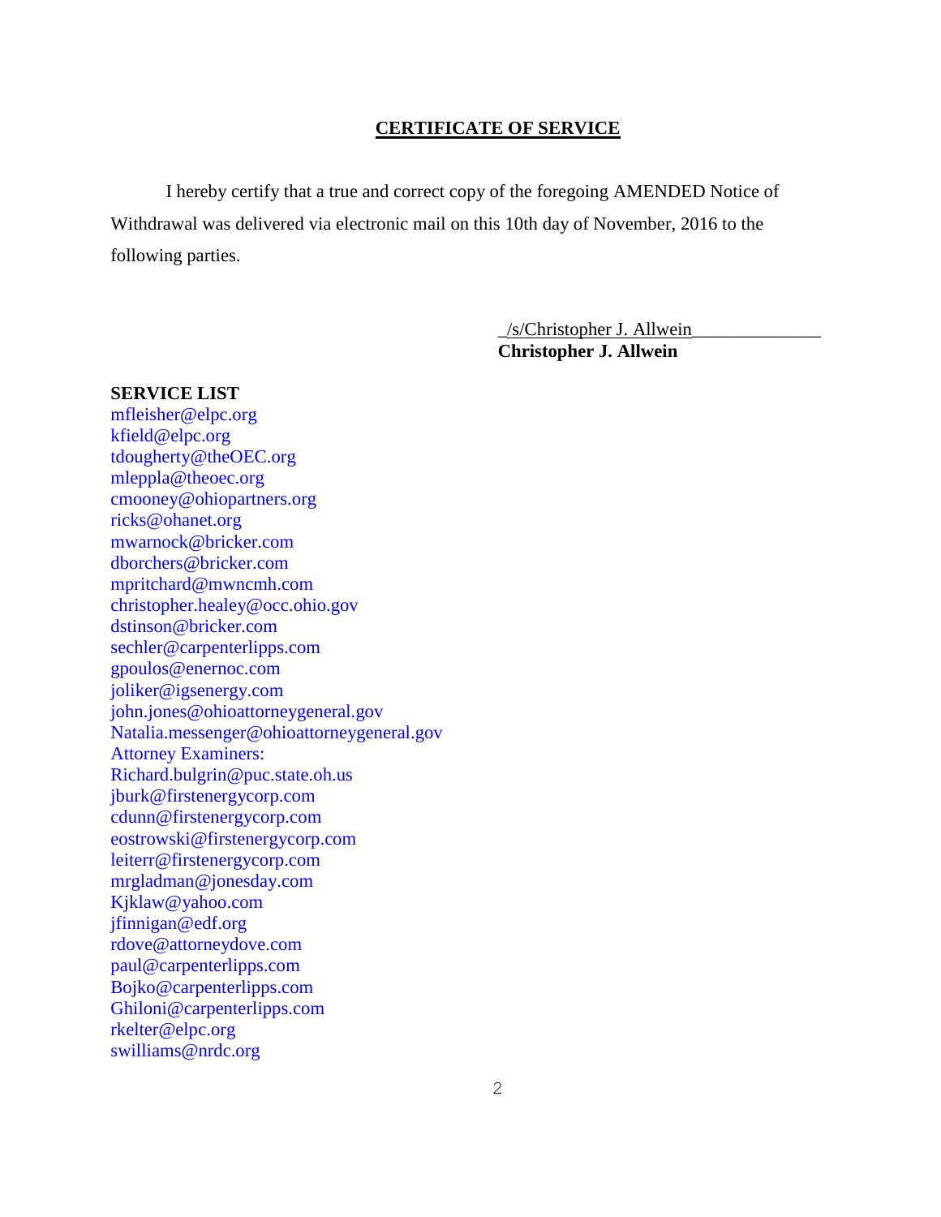## CERTIFICATE OF SERVICE

I hereby certify that a true and correct copy of the foregoing AMENDED Notice of Withdrawal was delivered via electronic mail on this 10th day of November, 2016 to the following parties.

_/s/Christopher J. Allwein______________
**Christopher J. Allwein**

**SERVICE LIST**

mfleisher@elpc.org
kfield@elpc.org
tdougherty@theOEC.org
mleppla@theoec.org
cmooney@ohiopartners.org
ricks@ohanet.org
mwarnock@bricker.com
dborchers@bricker.com
mpritchard@mwncmh.com
christopher.healey@occ.ohio.gov
dstinson@bricker.com
sechler@carpenterlipps.com
gpoulos@enernoc.com
joliker@igsenergy.com
john.jones@ohioattorneygeneral.gov
Natalia.messenger@ohioattorneygeneral.gov
Attorney Examiners:
Richard.bulgrin@puc.state.oh.us
jburk@firstenergycorp.com
cdunn@firstenergycorp.com
eostrowski@firstenergycorp.com
leiterr@firstenergycorp.com
mrgladman@jonesday.com
Kjklaw@yahoo.com
jfinnigan@edf.org
rdove@attorneydove.com
paul@carpenterlipps.com
Bojko@carpenterlipps.com
Ghiloni@carpenterlipps.com
rkelter@elpc.org
swilliams@nrdc.org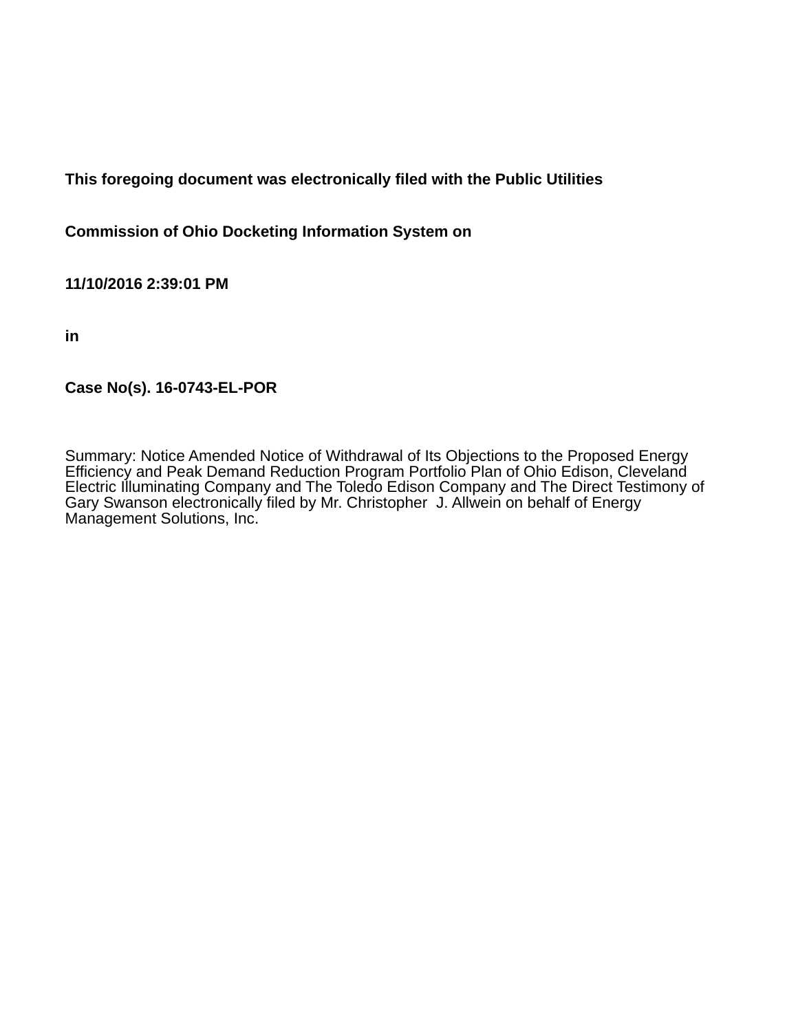**This foregoing document was electronically filed with the Public Utilities**

**Commission of Ohio Docketing Information System on**

**11/10/2016 2:39:01 PM**

**in**

**Case No(s). 16-0743-EL-POR**

Summary: Notice Amended Notice of Withdrawal of Its Objections to the Proposed Energy Efficiency and Peak Demand Reduction Program Portfolio Plan of Ohio Edison, Cleveland Electric Illuminating Company and The Toledo Edison Company and The Direct Testimony of Gary Swanson electronically filed by Mr. Christopher J. Allwein on behalf of Energy Management Solutions, Inc.